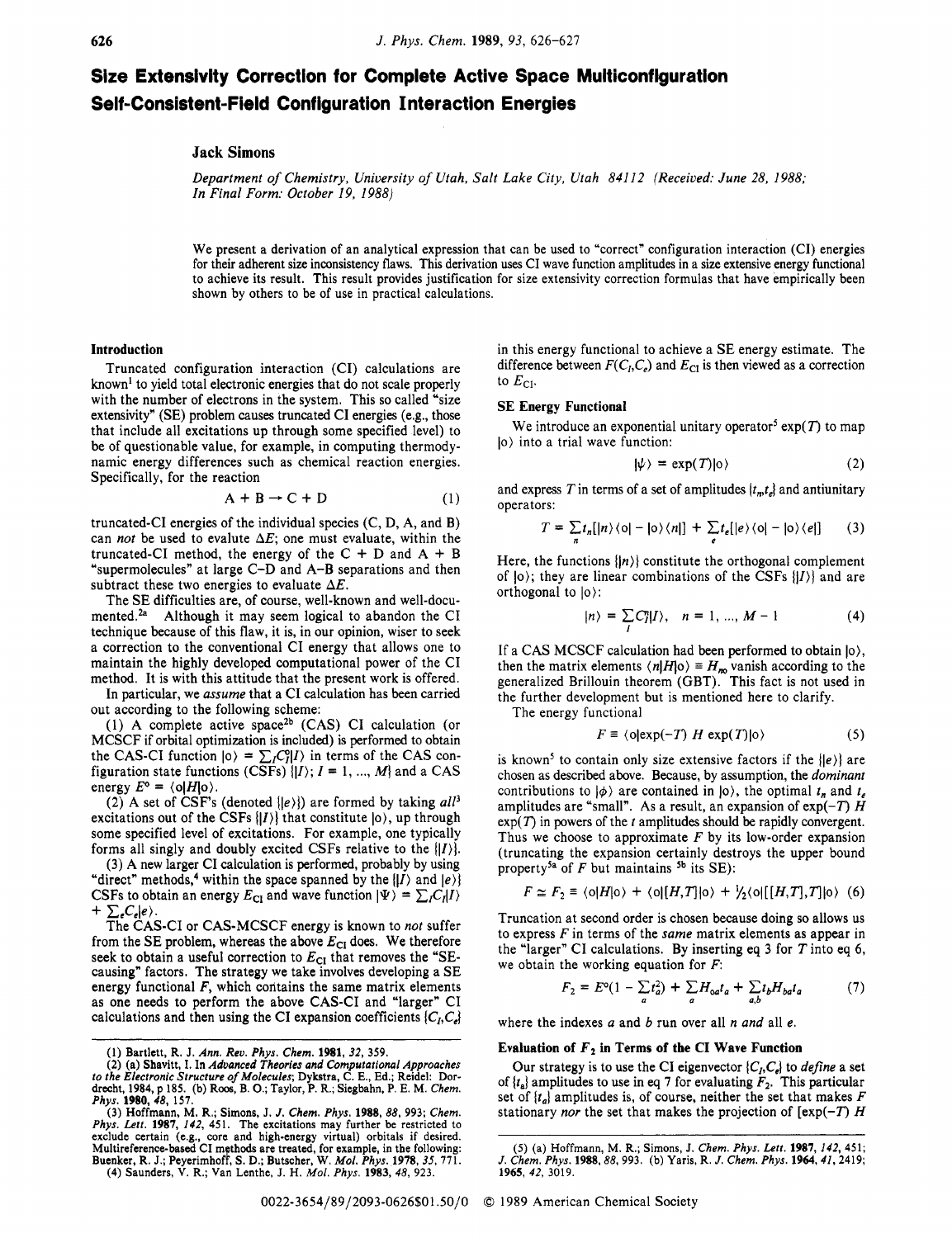# Size Extensivity Correction for Complete Active Space Multiconfiguration Self-Consistent-Field Configuration Interaction Energies

**Jack Simons**

*Department of Chemistry, University of Utah, Salt Lake City, Utah 84112 (Received: June 28, 1988; In Final Form: October 19, 1988)*

We present a derivation of an analytical expression that can be used to "correct" configuration interaction (CI) energies for their adherent size inconsistency flaws. This derivation uses CI wave function amplitudes in a size extensive energy functional to achieve its result. This result provides justification for size extensivity correction formulas that have empirically been shown by others to be of use in practical calculations.

## Introduction

Truncated configuration interaction (CI) calculations are known[1] to yield total electronic energies that do not scale properly with the number of electrons in the system. This so called "size extensivity" (SE) problem causes truncated CI energies (e.g., those that include all excitations up through some specified level) to be of questionable value, for example, in computing thermodynamic energy differences such as chemical reaction energies. Specifically, for the reaction

$$A + B \rightarrow C + D \tag{1}$$

truncated-CI energies of the individual species (C, D, A, and B) can *not* be used to evaluate $\Delta E$; one must evaluate, within the truncated-CI method, the energy of the C + D and A + B "supermolecules" at large C–D and A–B separations and then subtract these two energies to evaluate $\Delta E$.

The SE difficulties are, of course, well-known and well-documented.[2a] Although it may seem logical to abandon the CI technique because of this flaw, it is, in our opinion, wiser to seek a correction to the conventional CI energy that allows one to maintain the highly developed computational power of the CI method. It is with this attitude that the present work is offered.

In particular, we *assume* that a CI calculation has been carried out according to the following scheme:

(1) A complete active space[2b] (CAS) CI calculation (or MCSCF if orbital optimization is included) is performed to obtain the CAS-CI function $|o\rangle = \sum_I C_I^o |I\rangle$ in terms of the CAS configuration state functions (CSFs) $\{|I\rangle; I = 1, ..., M\}$ and a CAS energy $E^o = \langle o|H|o\rangle$.

(2) A set of CSF's (denoted $\{|e\rangle\}$) are formed by taking *all*[3] excitations out of the CSFs $\{|I\rangle\}$ that constitute $|o\rangle$, up through some specified level of excitations. For example, one typically forms all singly and doubly excited CSFs relative to the $\{|I\rangle\}$.

(3) A new larger CI calculation is performed, probably by using "direct" methods,[4] within the space spanned by the $\{|I\rangle$ and $|e\rangle\}$ CSFs to obtain an energy $E_{CI}$ and wave function $|\Psi\rangle = \sum_I C_I |I\rangle + \sum_e C_e |e\rangle$.

The CAS-CI or CAS-MCSCF energy is known to *not* suffer from the SE problem, whereas the above $E_{CI}$ does. We therefore seek to obtain a useful correction to $E_{CI}$ that removes the "SE-causing" factors. The strategy we take involves developing a SE energy functional $F$, which contains the same matrix elements as one needs to perform the above CAS-CI and "larger" CI calculations and then using the CI expansion coefficients $\{C_I, C_e\}$ in this energy functional to achieve a SE energy estimate. The difference between $F(C_I, C_e)$ and $E_{CI}$ is then viewed as a correction to $E_{CI}$.

## SE Energy Functional

We introduce an exponential unitary operator[5] $\exp(T)$ to map $|o\rangle$ into a trial wave function:

$$|\psi\rangle = \exp(T)|o\rangle \tag{2}$$

and express $T$ in terms of a set of amplitudes $\{t_n, t_e\}$ and antiunitary operators:

$$T = \sum_n t_n [|n\rangle\langle o| - |o\rangle\langle n|] + \sum_e t_e [|e\rangle\langle o| - |o\rangle\langle e|] \tag{3}$$

Here, the functions $\{|n\rangle\}$ constitute the orthogonal complement of $|o\rangle$; they are linear combinations of the CSFs $\{|I\rangle\}$ and are orthogonal to $|o\rangle$:

$$|n\rangle = \sum_I C_I^n |I\rangle, \quad n = 1, ..., M - 1 \tag{4}$$

If a CAS MCSCF calculation had been performed to obtain $|o\rangle$, then the matrix elements $\langle n|H|o\rangle \equiv H_{no}$ vanish according to the generalized Brillouin theorem (GBT). This fact is not used in the further development but is mentioned here to clarify.

The energy functional

$$F \equiv \langle o|\exp(-T)\, H \exp(T)|o\rangle \tag{5}$$

is known[5] to contain only size extensive factors if the $\{|e\rangle\}$ are chosen as described above. Because, by assumption, the *dominant* contributions to $|\phi\rangle$ are contained in $|o\rangle$, the optimal $t_n$ and $t_e$ amplitudes are "small". As a result, an expansion of $\exp(-T)\, H \exp(T)$ in powers of the $t$ amplitudes should be rapidly convergent. Thus we choose to approximate $F$ by its lower-order expansion (truncating the expansion certainly destroys the upper bound property[5a] of $F$ but maintains [5b] its SE):

$$F \cong F_2 \equiv \langle o|H|o\rangle + \langle o|[H,T]|o\rangle + \tfrac{1}{2}\langle o|[[H,T],T]|o\rangle \tag{6}$$

Truncation at second order is chosen because doing so allows us to express $F$ in terms of the *same* matrix elements as appear in the "larger" CI calculations. By inserting eq 3 for $T$ into eq 6, we obtain the working equation for $F$:

$$F_2 = E^o\left(1 - \sum_a t_a^2\right) + \sum_a H_{oa} t_a + \sum_{a,b} t_b H_{ba} t_a \tag{7}$$

where the indexes $a$ and $b$ run over all $n$ *and* all $e$.

## Evaluation of $F_2$ in Terms of the CI Wave Function

Our strategy is to use the CI eigenvector $\{C_I, C_e\}$ to *define* a set of $\{t_a\}$ amplitudes to use in eq 7 for evaluating $F_2$. This particular set of $\{t_a\}$ amplitudes is, of course, neither the set that makes $F$ stationary *nor* the set that makes the projection of $[\exp(-T)\, H$

---

(1) Bartlett, R. J. *Ann. Rev. Phys. Chem.* **1981**, *32*, 359.

(2) (a) Shavitt, I. In *Advanced Theories and Computational Approaches to the Electronic Structure of Molecules*; Dykstra, C. E., Ed.; Reidel: Dordrecht, 1984, p 185. (b) Roos, B. O.; Taylor, P. R.; Siegbahn, P. E. M. *Chem. Phys.* **1980**, *48*, 157.

(3) Hoffmann, M. R.; Simons, J. *J. Chem. Phys.* **1988**, *88*, 993; *Chem. Phys. Lett.* **1987**, *142*, 451. The excitations may further be restricted to exclude certain (e.g., core and high-energy virtual) orbitals if desired. Multireference-based CI methods are treated, for example, in the following: Buenker, R. J.; Peyerimhoff, S. D.; Butscher, W. *Mol. Phys.* **1978**, *35*, 771.

(4) Saunders, V. R.; Van Lenthe, J. H. *Mol. Phys.* **1983**, *48*, 923.

(5) (a) Hoffmann, M. R.; Simons, J. *Chem. Phys. Lett.* **1987**, *142*, 451; *J. Chem. Phys.* **1988**, *88*, 993. (b) Yaris, R. *J. Chem. Phys.* **1964**, *41*, 2419; **1965**, *42*, 3019.

0022-3654/89/2093-0626$01.50/0 © 1989 American Chemical Society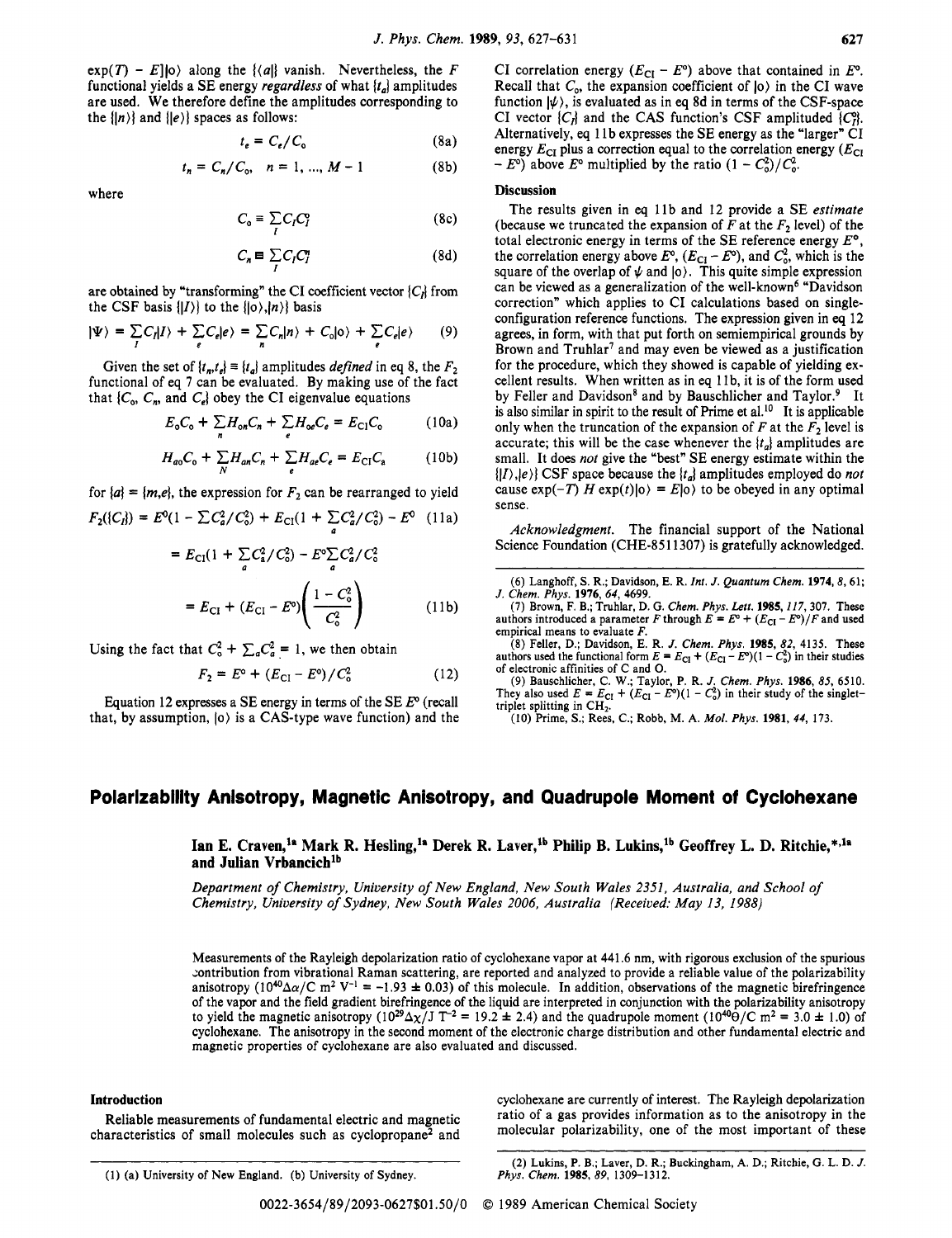$\exp(T) - E]|o\rangle$ along the $\{\langle a|\}$ vanish. Nevertheless, the $F$ functional yields a SE energy *regardless* of what $\{t_a\}$ amplitudes are used. We therefore define the amplitudes corresponding to the $\{|n\rangle\}$ and $\{|e\rangle\}$ spaces as follows:

$$t_e = C_e/C_o \tag{8a}$$

$$t_n = C_n/C_o, \quad n = 1, ..., M-1 \tag{8b}$$

where

$$C_o \equiv \sum_I C_I C_I^o \tag{8c}$$

$$C_n \equiv \sum_I C_I C_I^n \tag{8d}$$

are obtained by "transforming" the CI coefficient vector $\{C_I\}$ from the CSF basis $\{|I\rangle\}$ to the $\{|o\rangle,|n\rangle\}$ basis

$$|\Psi\rangle = \sum_I C_I|I\rangle + \sum_e C_e|e\rangle = \sum_n C_n|n\rangle + C_o|o\rangle + \sum_e C_e|e\rangle \tag{9}$$

Given the set of $\{t_n,t_e\} \equiv \{t_a\}$ amplitudes *defined* in eq 8, the $F_2$ functional of eq 7 can be evaluated. By making use of the fact that $\{C_o, C_n,$ and $C_e\}$ obey the CI eigenvalue equations

$$E_oC_o + \sum_n H_{on}C_n + \sum_e H_{oe}C_e = E_{CI}C_o \tag{10a}$$

$$H_{ao}C_o + \sum_N H_{an}C_n + \sum_e H_{ae}C_e = E_{CI}C_a \tag{10b}$$

for $\{a\} = \{m,e\}$, the expression for $F_2$ can be rearranged to yield

$$F_2(\{C_I\}) = E^o(1 - \sum_a C_a^2/C_o^2) + E_{CI}(1 + \sum_a C_a^2/C_o^2) - E^o \tag{11a}$$

$$= E_{CI}(1 + \sum_a C_a^2/C_o^2) - E^o\sum_a C_a^2/C_o^2$$

$$= E_{CI} + (E_{CI} - E^o)\left(\frac{1 - C_o^2}{C_o^2}\right) \tag{11b}$$

Using the fact that $C_o^2 + \sum_a C_a^2 = 1$, we then obtain

$$F_2 = E^o + (E_{CI} - E^o)/C_o^2 \tag{12}$$

Equation 12 expresses a SE energy in terms of the SE $E^o$ (recall that, by assumption, $|o\rangle$ is a CAS-type wave function) and the CI correlation energy ($E_{CI} - E^o$) above that contained in $E^o$. Recall that $C_o$, the expansion coefficient of $|o\rangle$ in the CI wave function $|\psi\rangle$, is evaluated as in eq 8d in terms of the CSF-space CI vector $\{C_I\}$ and the CAS function's CSF amplitudes $\{C_I^o\}$. Alternatively, eq 11b expresses the SE energy as the "larger" CI energy $E_{CI}$ plus a correction equal to the correlation energy ($E_{CI} - E^o$) above $E^o$ multiplied by the ratio $(1 - C_o^2)/C_o^2$.

## Discussion

The results given in eq 11b and 12 provide a SE *estimate* (because we truncated the expansion of $F$ at the $F_2$ level) of the total electronic energy in terms of the SE reference energy $E^o$, the correlation energy above $E^o$, ($E_{CI} - E^o$), and $C_o^2$, which is the square of the overlap of $\psi$ and $|o\rangle$. This quite simple expression can be viewed as a generalization of the well-known[6] "Davidson correction" which applies to CI calculations based on single-configuration reference functions. The expression given in eq 12 agrees, in form, with that put forth on semiempirical grounds by Brown and Truhlar[7] and may even be viewed as a justification for the procedure, which they showed is capable of yielding excellent results. When written as in eq 11b, it is of the form used by Feller and Davidson[8] and by Bauschlicher and Taylor.[9] It is also similar in spirit to the result of Prime et al.[10] It is applicable only when the truncation of the expansion of $F$ at the $F_2$ level is accurate; this will be the case whenever the $\{t_a\}$ amplitudes are small. It does *not* give the "best" SE energy estimate within the $\{|I\rangle,|e\rangle\}$ CSF space because the $\{t_a\}$ amplitudes employed do *not* cause $\exp(-T)\ H \exp(t)|o\rangle = E|o\rangle$ to be obeyed in any optimal sense.

*Acknowledgment.* The financial support of the National Science Foundation (CHE-8511307) is gratefully acknowledged.

(6) Langhoff, S. R.; Davidson, E. R. *Int. J. Quantum Chem.* **1974**, *8*, 61; *J. Chem. Phys.* **1976**, *64*, 4699.

(7) Brown, F. B.; Truhlar, D. G. *Chem. Phys. Lett.* **1985**, *117*, 307. These authors introduced a parameter $F$ through $E = E^o + (E_{CI} - E^o)/F$ and used empirical means to evaluate $F$.

(8) Feller, D.; Davidson, E. R. *J. Chem. Phys.* **1985**, *82*, 4135. These authors used the functional form $E = E_{CI} + (E_{CI} - E^o)(1 - C_o^2)$ in their studies of electronic affinities of C and O.

(9) Bauschlicher, C. W.; Taylor, P. R. *J. Chem. Phys.* **1986**, *85*, 6510. They also used $E = E_{CI} + (E_{CI} - E^o)(1 - C_o^2)$ in their study of the singlet-triplet splitting in $CH_2$.

(10) Prime, S.; Rees, C.; Robb, M. A. *Mol. Phys.* **1981**, *44*, 173.

# Polarizability Anisotropy, Magnetic Anisotropy, and Quadrupole Moment of Cyclohexane

**Ian E. Craven,[1a] Mark R. Hesling,[1a] Derek R. Laver,[1b] Philip B. Lukins,[1b] Geoffrey L. D. Ritchie,*[1a] and Julian Vrbancich[1b]**

*Department of Chemistry, University of New England, New South Wales 2351, Australia, and School of Chemistry, University of Sydney, New South Wales 2006, Australia (Received: May 13, 1988)*

Measurements of the Rayleigh depolarization ratio of cyclohexane vapor at 441.6 nm, with rigorous exclusion of the spurious contribution from vibrational Raman scattering, are reported and analyzed to provide a reliable value of the polarizability anisotropy ($10^{40}\Delta\alpha$/C m$^2$ V$^{-1}$ = $-1.93 \pm 0.03$) of this molecule. In addition, observations of the magnetic birefringence of the vapor and the field gradient birefringence of the liquid are interpreted in conjunction with the polarizability anisotropy to yield the magnetic anisotropy ($10^{29}\Delta\chi$/J T$^{-2}$ = $19.2 \pm 2.4$) and the quadrupole moment ($10^{40}\Theta$/C m$^2$ = $3.0 \pm 1.0$) of cyclohexane. The anisotropy in the second moment of the electronic charge distribution and other fundamental electric and magnetic properties of cyclohexane are also evaluated and discussed.

## Introduction

Reliable measurements of fundamental electric and magnetic characteristics of small molecules such as cyclopropane[2] and cyclohexane are currently of interest. The Rayleigh depolarization ratio of a gas provides information as to the anisotropy in the molecular polarizability, one of the most important of these

(1) (a) University of New England. (b) University of Sydney.

(2) Lukins, P. B.; Laver, D. R.; Buckingham, A. D.; Ritchie, G. L. D. *J. Phys. Chem.* **1985**, *89*, 1309–1312.

0022-3654/89/2093-0627$01.50/0 © 1989 American Chemical Society